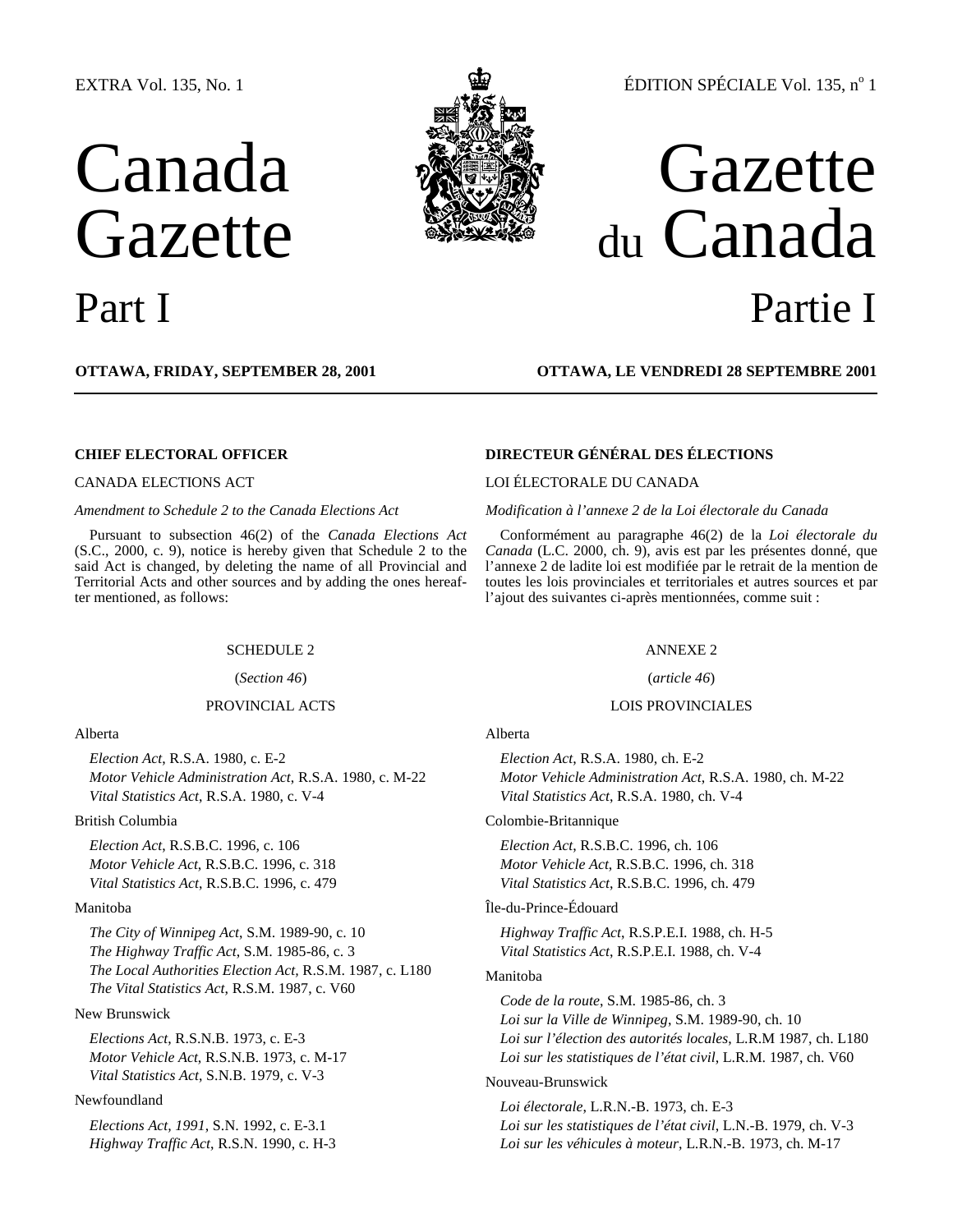EXTRA Vol. 135, No. 1 — ÉDITION SPÉCIALE Vol. 135, n° 1

# Canada Gazette — Gazette du Canada

## Part I — Partie I

**OTTAWA, FRIDAY, SEPTEMBER 28, 2001**

### CHIEF ELECTORAL OFFICER

CANADA ELECTIONS ACT

*Amendment to Schedule 2 to the Canada Elections Act*

Pursuant to subsection 46(2) of the *Canada Elections Act* (S.C., 2000, c. 9), notice is hereby given that Schedule 2 to the said Act is changed, by deleting the name of all Provincial and Territorial Acts and other sources and by adding the ones hereafter mentioned, as follows:

SCHEDULE 2

(*Section 46*)

PROVINCIAL ACTS

Alberta

*Election Act*, R.S.A. 1980, c. E-2
*Motor Vehicle Administration Act*, R.S.A. 1980, c. M-22
*Vital Statistics Act*, R.S.A. 1980, c. V-4

British Columbia

*Election Act*, R.S.B.C. 1996, c. 106
*Motor Vehicle Act*, R.S.B.C. 1996, c. 318
*Vital Statistics Act*, R.S.B.C. 1996, c. 479

Manitoba

*The City of Winnipeg Act*, S.M. 1989-90, c. 10
*The Highway Traffic Act*, S.M. 1985-86, c. 3
*The Local Authorities Election Act*, R.S.M. 1987, c. L180
*The Vital Statistics Act*, R.S.M. 1987, c. V60

New Brunswick

*Elections Act*, R.S.N.B. 1973, c. E-3
*Motor Vehicle Act*, R.S.N.B. 1973, c. M-17
*Vital Statistics Act*, S.N.B. 1979, c. V-3

Newfoundland

*Elections Act, 1991*, S.N. 1992, c. E-3.1
*Highway Traffic Act*, R.S.N. 1990, c. H-3

**OTTAWA, LE VENDREDI 28 SEPTEMBRE 2001**

### DIRECTEUR GÉNÉRAL DES ÉLECTIONS

LOI ÉLECTORALE DU CANADA

*Modification à l'annexe 2 de la Loi électorale du Canada*

Conformément au paragraphe 46(2) de la *Loi électorale du Canada* (L.C. 2000, ch. 9), avis est par les présentes donné, que l'annexe 2 de ladite loi est modifiée par le retrait de la mention de toutes les lois provinciales et territoriales et autres sources et par l'ajout des suivantes ci-après mentionnées, comme suit :

ANNEXE 2

(*article 46*)

LOIS PROVINCIALES

Alberta

*Election Act*, R.S.A. 1980, ch. E-2
*Motor Vehicle Administration Act*, R.S.A. 1980, ch. M-22
*Vital Statistics Act*, R.S.A. 1980, ch. V-4

Colombie-Britannique

*Election Act*, R.S.B.C. 1996, ch. 106
*Motor Vehicle Act*, R.S.B.C. 1996, ch. 318
*Vital Statistics Act*, R.S.B.C. 1996, ch. 479

Île-du-Prince-Édouard

*Highway Traffic Act*, R.S.P.E.I. 1988, ch. H-5
*Vital Statistics Act*, R.S.P.E.I. 1988, ch. V-4

Manitoba

*Code de la route*, S.M. 1985-86, ch. 3
*Loi sur la Ville de Winnipeg*, S.M. 1989-90, ch. 10
*Loi sur l'élection des autorités locales*, L.R.M 1987, ch. L180
*Loi sur les statistiques de l'état civil*, L.R.M. 1987, ch. V60

Nouveau-Brunswick

*Loi électorale*, L.R.N.-B. 1973, ch. E-3
*Loi sur les statistiques de l'état civil*, L.N.-B. 1979, ch. V-3
*Loi sur les véhicules à moteur*, L.R.N.-B. 1973, ch. M-17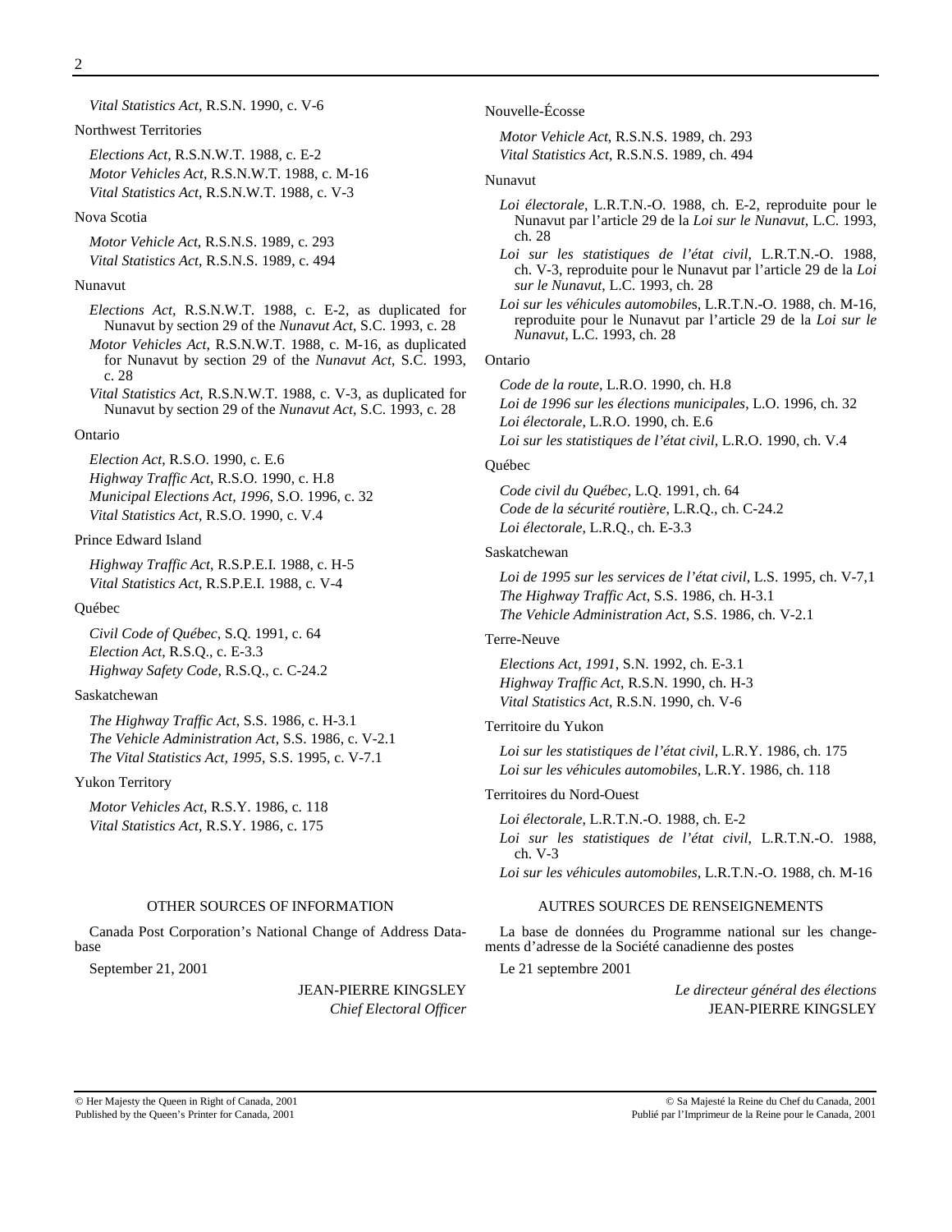*Vital Statistics Act*, R.S.N. 1990, c. V-6

Northwest Territories

*Elections Act*, R.S.N.W.T. 1988, c. E-2
*Motor Vehicles Act*, R.S.N.W.T. 1988, c. M-16
*Vital Statistics Act*, R.S.N.W.T. 1988, c. V-3

Nova Scotia

*Motor Vehicle Act*, R.S.N.S. 1989, c. 293
*Vital Statistics Act*, R.S.N.S. 1989, c. 494

Nunavut

*Elections Act*, R.S.N.W.T. 1988, c. E-2, as duplicated for Nunavut by section 29 of the *Nunavut Act*, S.C. 1993, c. 28
*Motor Vehicles Act*, R.S.N.W.T. 1988, c. M-16, as duplicated for Nunavut by section 29 of the *Nunavut Act*, S.C. 1993, c. 28
*Vital Statistics Act*, R.S.N.W.T. 1988, c. V-3, as duplicated for Nunavut by section 29 of the *Nunavut Act*, S.C. 1993, c. 28

Ontario

*Election Act*, R.S.O. 1990, c. E.6
*Highway Traffic Act*, R.S.O. 1990, c. H.8
*Municipal Elections Act, 1996*, S.O. 1996, c. 32
*Vital Statistics Act*, R.S.O. 1990, c. V.4

Prince Edward Island

*Highway Traffic Act*, R.S.P.E.I. 1988, c. H-5
*Vital Statistics Act*, R.S.P.E.I. 1988, c. V-4

Québec

*Civil Code of Québec*, S.Q. 1991, c. 64
*Election Act*, R.S.Q., c. E-3.3
*Highway Safety Code*, R.S.Q., c. C-24.2

Saskatchewan

*The Highway Traffic Act*, S.S. 1986, c. H-3.1
*The Vehicle Administration Act*, S.S. 1986, c. V-2.1
*The Vital Statistics Act, 1995*, S.S. 1995, c. V-7.1

Yukon Territory

*Motor Vehicles Act*, R.S.Y. 1986, c. 118
*Vital Statistics Act*, R.S.Y. 1986, c. 175

OTHER SOURCES OF INFORMATION

Canada Post Corporation's National Change of Address Database

September 21, 2001

JEAN-PIERRE KINGSLEY
*Chief Electoral Officer*

Nouvelle-Écosse

*Motor Vehicle Act*, R.S.N.S. 1989, ch. 293
*Vital Statistics Act*, R.S.N.S. 1989, ch. 494

Nunavut

*Loi électorale*, L.R.T.N.-O. 1988, ch. E-2, reproduite pour le Nunavut par l'article 29 de la *Loi sur le Nunavut*, L.C. 1993, ch. 28
*Loi sur les statistiques de l'état civil*, L.R.T.N.-O. 1988, ch. V-3, reproduite pour le Nunavut par l'article 29 de la *Loi sur le Nunavut*, L.C. 1993, ch. 28
*Loi sur les véhicules automobiles*, L.R.T.N.-O. 1988, ch. M-16, reproduite pour le Nunavut par l'article 29 de la *Loi sur le Nunavut*, L.C. 1993, ch. 28

Ontario

*Code de la route*, L.R.O. 1990, ch. H.8
*Loi de 1996 sur les élections municipales*, L.O. 1996, ch. 32
*Loi électorale*, L.R.O. 1990, ch. E.6
*Loi sur les statistiques de l'état civil*, L.R.O. 1990, ch. V.4

Québec

*Code civil du Québec*, L.Q. 1991, ch. 64
*Code de la sécurité routière*, L.R.Q., ch. C-24.2
*Loi électorale*, L.R.Q., ch. E-3.3

Saskatchewan

*Loi de 1995 sur les services de l'état civil*, L.S. 1995, ch. V-7,1
*The Highway Traffic Act*, S.S. 1986, ch. H-3.1
*The Vehicle Administration Act*, S.S. 1986, ch. V-2.1

Terre-Neuve

*Elections Act, 1991*, S.N. 1992, ch. E-3.1
*Highway Traffic Act*, R.S.N. 1990, ch. H-3
*Vital Statistics Act*, R.S.N. 1990, ch. V-6

Territoire du Yukon

*Loi sur les statistiques de l'état civil*, L.R.Y. 1986, ch. 175
*Loi sur les véhicules automobiles*, L.R.Y. 1986, ch. 118

Territoires du Nord-Ouest

*Loi électorale*, L.R.T.N.-O. 1988, ch. E-2
*Loi sur les statistiques de l'état civil*, L.R.T.N.-O. 1988, ch. V-3
*Loi sur les véhicules automobiles*, L.R.T.N.-O. 1988, ch. M-16

AUTRES SOURCES DE RENSEIGNEMENTS

La base de données du Programme national sur les changements d'adresse de la Société canadienne des postes

Le 21 septembre 2001

*Le directeur général des élections*
JEAN-PIERRE KINGSLEY

© Her Majesty the Queen in Right of Canada, 2001
Published by the Queen's Printer for Canada, 2001

© Sa Majesté la Reine du Chef du Canada, 2001
Publié par l'Imprimeur de la Reine pour le Canada, 2001